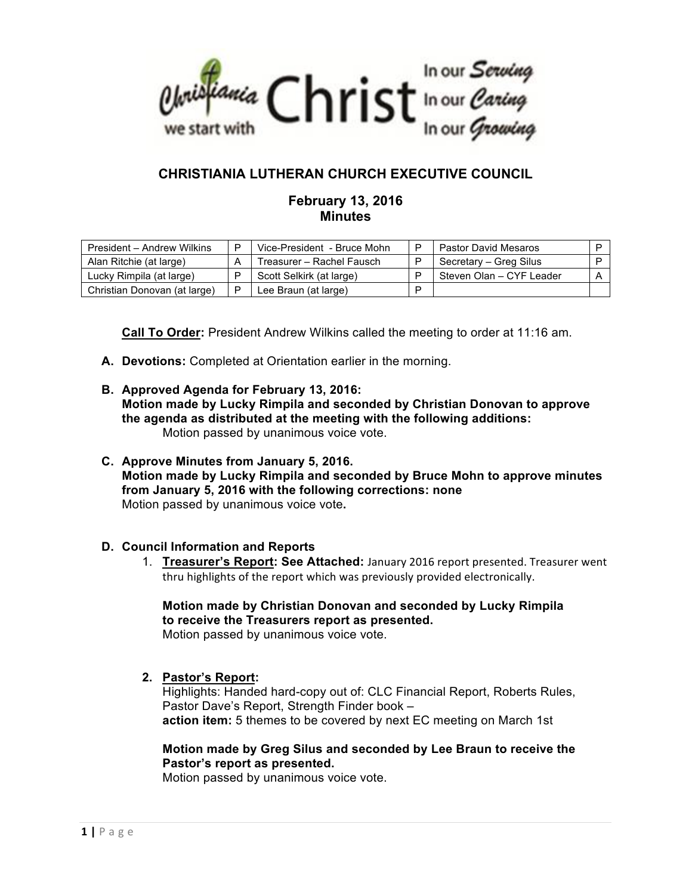Christiania we start with Christ — In our Serving, In our Caring, In our Growing

## CHRISTIANIA LUTHERAN CHURCH EXECUTIVE COUNCIL

### February 13, 2016
### Minutes

| President – Andrew Wilkins | P | Vice-President - Bruce Mohn | P | Pastor David Mesaros | P |
|---|---|---|---|---|---|
| Alan Ritchie (at large) | A | Treasurer – Rachel Fausch | P | Secretary – Greg Silus | P |
| Lucky Rimpila (at large) | P | Scott Selkirk (at large) | P | Steven Olan – CYF Leader | A |
| Christian Donovan (at large) | P | Lee Braun (at large) | P | | |

**Call To Order:** President Andrew Wilkins called the meeting to order at 11:16 am.

**A. Devotions:** Completed at Orientation earlier in the morning.

**B. Approved Agenda for February 13, 2016:**
**Motion made by Lucky Rimpila and seconded by Christian Donovan to approve the agenda as distributed at the meeting with the following additions:**
Motion passed by unanimous voice vote.

**C. Approve Minutes from January 5, 2016.**
**Motion made by Lucky Rimpila and seconded by Bruce Mohn to approve minutes from January 5, 2016 with the following corrections: none**
Motion passed by unanimous voice vote**.**

**D. Council Information and Reports**

1. **Treasurer's Report: See Attached:** January 2016 report presented. Treasurer went thru highlights of the report which was previously provided electronically.

   **Motion made by Christian Donovan and seconded by Lucky Rimpila to receive the Treasurers report as presented.**
   Motion passed by unanimous voice vote.

2. **Pastor's Report:**
   Highlights: Handed hard-copy out of: CLC Financial Report, Roberts Rules, Pastor Dave's Report, Strength Finder book –
   **action item:** 5 themes to be covered by next EC meeting on March 1st

   **Motion made by Greg Silus and seconded by Lee Braun to receive the Pastor's report as presented.**
   Motion passed by unanimous voice vote.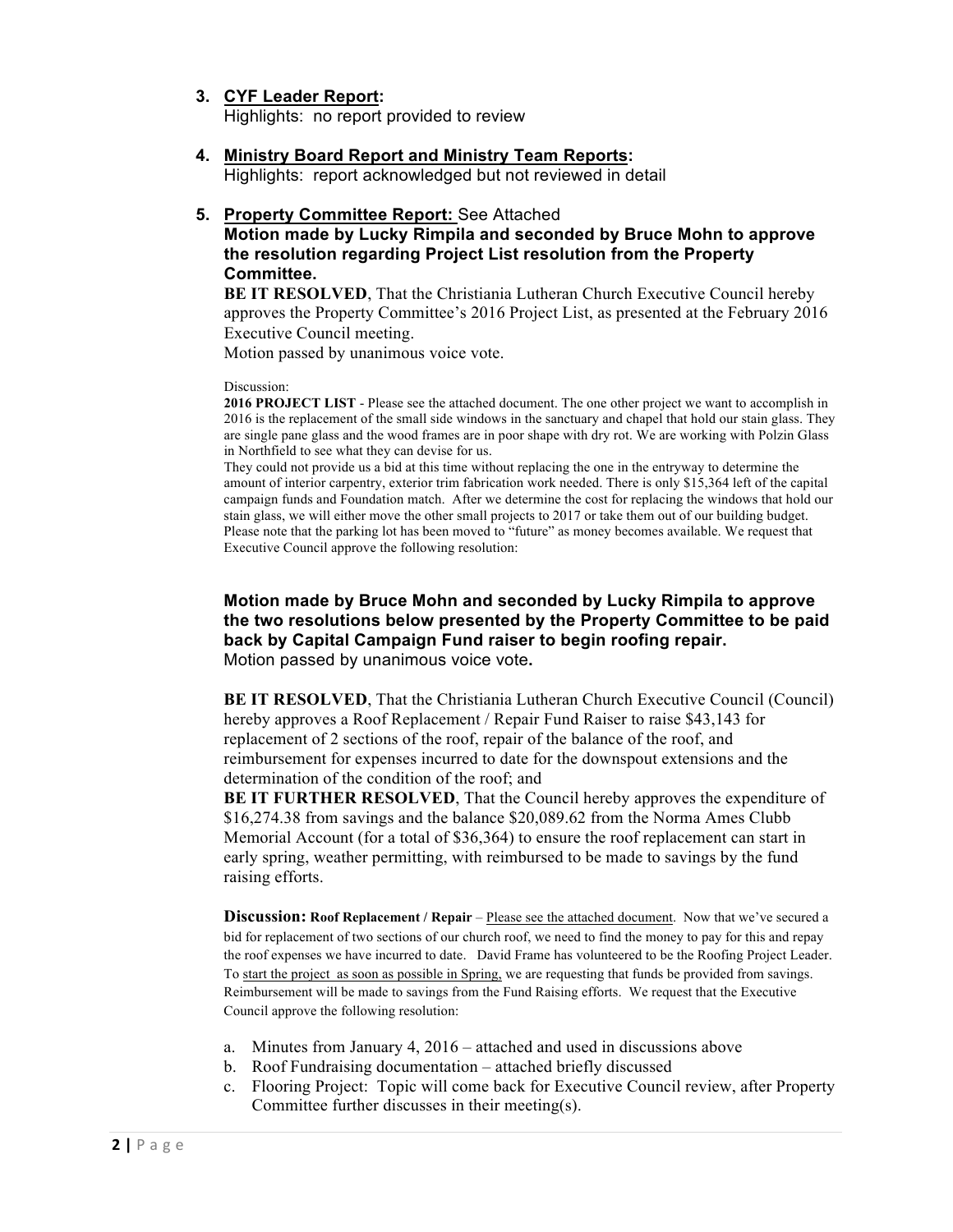3. **CYF Leader Report:**
   Highlights: no report provided to review

4. **Ministry Board Report and Ministry Team Reports:**
   Highlights: report acknowledged but not reviewed in detail

5. **Property Committee Report:** See Attached
   **Motion made by Lucky Rimpila and seconded by Bruce Mohn to approve the resolution regarding Project List resolution from the Property Committee.**
   **BE IT RESOLVED**, That the Christiania Lutheran Church Executive Council hereby approves the Property Committee's 2016 Project List, as presented at the February 2016 Executive Council meeting.
   Motion passed by unanimous voice vote.

   Discussion:
   **2016 PROJECT LIST** - Please see the attached document. The one other project we want to accomplish in 2016 is the replacement of the small side windows in the sanctuary and chapel that hold our stain glass. They are single pane glass and the wood frames are in poor shape with dry rot. We are working with Polzin Glass in Northfield to see what they can devise for us.
   They could not provide us a bid at this time without replacing the one in the entryway to determine the amount of interior carpentry, exterior trim fabrication work needed. There is only $15,364 left of the capital campaign funds and Foundation match. After we determine the cost for replacing the windows that hold our stain glass, we will either move the other small projects to 2017 or take them out of our building budget. Please note that the parking lot has been moved to "future" as money becomes available. We request that Executive Council approve the following resolution:

   **Motion made by Bruce Mohn and seconded by Lucky Rimpila to approve the two resolutions below presented by the Property Committee to be paid back by Capital Campaign Fund raiser to begin roofing repair.**
   Motion passed by unanimous voice vote**.**

   **BE IT RESOLVED**, That the Christiania Lutheran Church Executive Council (Council) hereby approves a Roof Replacement / Repair Fund Raiser to raise $43,143 for replacement of 2 sections of the roof, repair of the balance of the roof, and reimbursement for expenses incurred to date for the downspout extensions and the determination of the condition of the roof; and
   **BE IT FURTHER RESOLVED**, That the Council hereby approves the expenditure of $16,274.38 from savings and the balance $20,089.62 from the Norma Ames Clubb Memorial Account (for a total of $36,364) to ensure the roof replacement can start in early spring, weather permitting, with reimbursed to be made to savings by the fund raising efforts.

   **Discussion: Roof Replacement / Repair** – Please see the attached document. Now that we've secured a bid for replacement of two sections of our church roof, we need to find the money to pay for this and repay the roof expenses we have incurred to date. David Frame has volunteered to be the Roofing Project Leader. To start the project as soon as possible in Spring, we are requesting that funds be provided from savings. Reimbursement will be made to savings from the Fund Raising efforts. We request that the Executive Council approve the following resolution:

   a. Minutes from January 4, 2016 – attached and used in discussions above
   b. Roof Fundraising documentation – attached briefly discussed
   c. Flooring Project: Topic will come back for Executive Council review, after Property Committee further discusses in their meeting(s).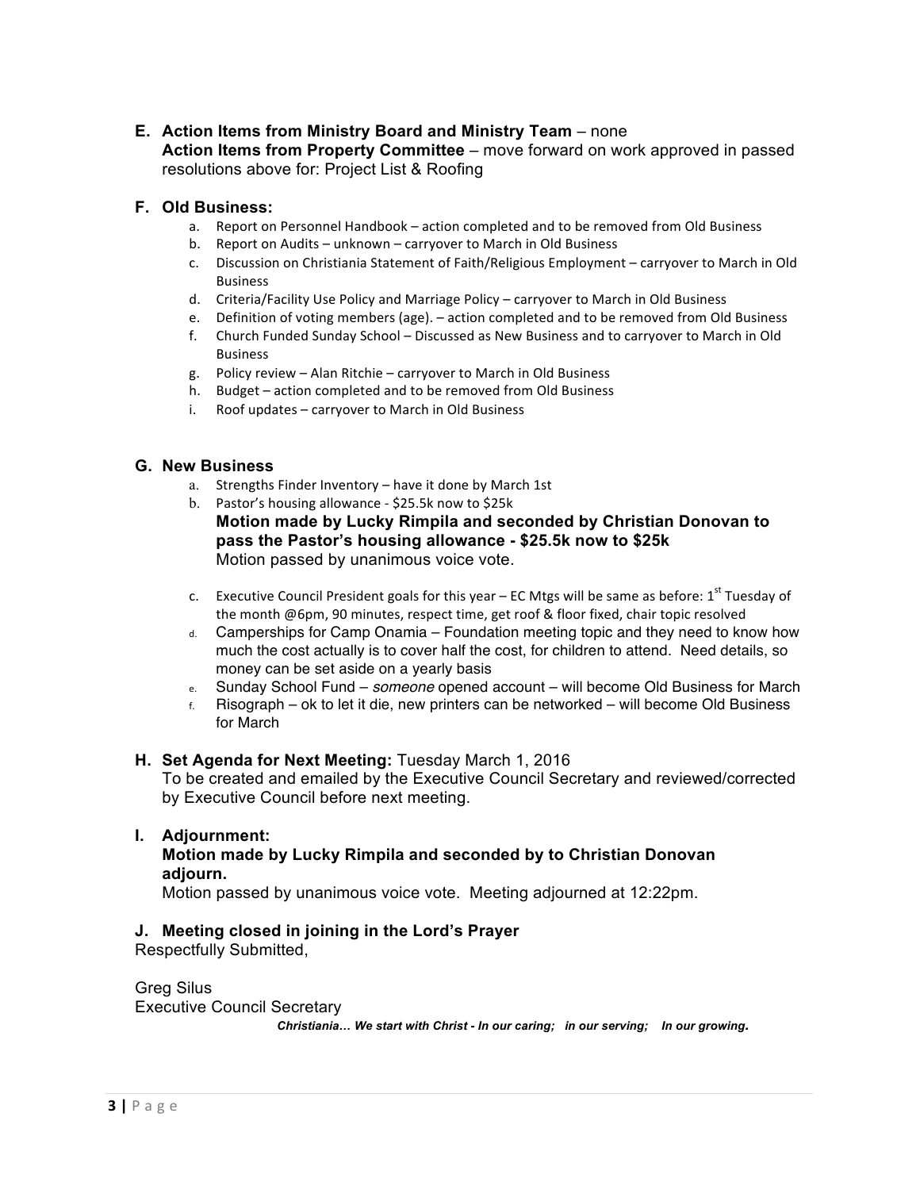**E. Action Items from Ministry Board and Ministry Team** – none

**Action Items from Property Committee** – move forward on work approved in passed resolutions above for: Project List & Roofing

**F. Old Business:**

a. Report on Personnel Handbook – action completed and to be removed from Old Business
b. Report on Audits – unknown – carryover to March in Old Business
c. Discussion on Christiania Statement of Faith/Religious Employment – carryover to March in Old Business
d. Criteria/Facility Use Policy and Marriage Policy – carryover to March in Old Business
e. Definition of voting members (age). – action completed and to be removed from Old Business
f. Church Funded Sunday School – Discussed as New Business and to carryover to March in Old Business
g. Policy review – Alan Ritchie – carryover to March in Old Business
h. Budget – action completed and to be removed from Old Business
i. Roof updates – carryover to March in Old Business

**G. New Business**

a. Strengths Finder Inventory – have it done by March 1st
b. Pastor's housing allowance - $25.5k now to $25k

**Motion made by Lucky Rimpila and seconded by Christian Donovan to pass the Pastor's housing allowance - $25.5k now to $25k**
Motion passed by unanimous voice vote.

c. Executive Council President goals for this year – EC Mtgs will be same as before: 1st Tuesday of the month @6pm, 90 minutes, respect time, get roof & floor fixed, chair topic resolved
d. Camperships for Camp Onamia – Foundation meeting topic and they need to know how much the cost actually is to cover half the cost, for children to attend. Need details, so money can be set aside on a yearly basis
e. Sunday School Fund – *someone* opened account – will become Old Business for March
f. Risograph – ok to let it die, new printers can be networked – will become Old Business for March

**H. Set Agenda for Next Meeting:** Tuesday March 1, 2016
To be created and emailed by the Executive Council Secretary and reviewed/corrected by Executive Council before next meeting.

**I. Adjournment:**
**Motion made by Lucky Rimpila and seconded by to Christian Donovan adjourn.**
Motion passed by unanimous voice vote. Meeting adjourned at 12:22pm.

**J. Meeting closed in joining in the Lord's Prayer**

Respectfully Submitted,

Greg Silus
Executive Council Secretary

***Christiania… We start with Christ - In our caring; in our serving; In our growing.***